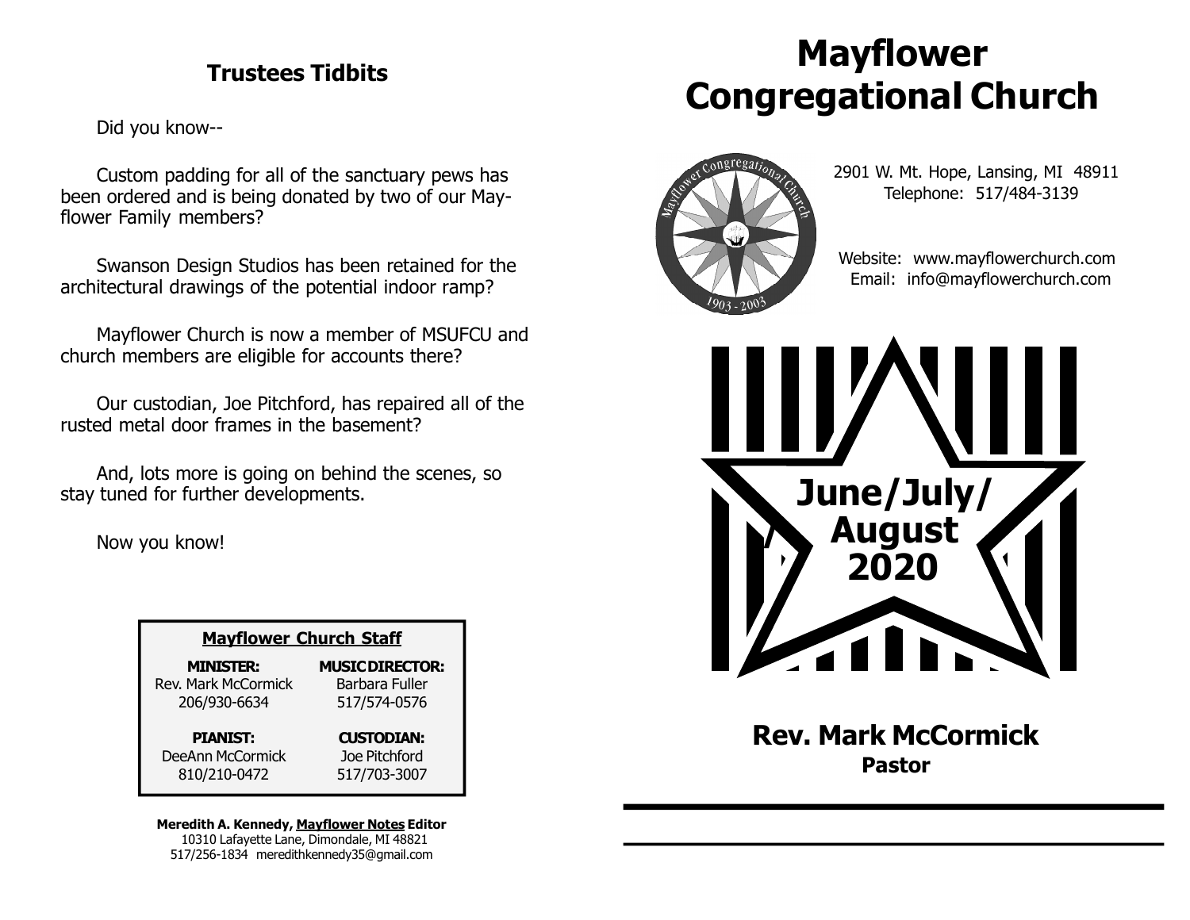## Trustees Tidbits

Did you know--

Custom padding for all of the sanctuary pews has been ordered and is being donated by two of our Mayflower Family members?

Swanson Design Studios has been retained for the architectural drawings of the potential indoor ramp?

Mayflower Church is now a member of MSUFCU and church members are eligible for accounts there?

Our custodian, Joe Pitchford, has repaired all of the rusted metal door frames in the basement?

And, lots more is going on behind the scenes, so stay tuned for further developments.

Now you know!

| Mayflower Church Staff | |
|---|---|
| **MINISTER:** Rev. Mark McCormick 206/930-6634 | **MUSIC DIRECTOR:** Barbara Fuller 517/574-0576 |
| **PIANIST:** DeeAnn McCormick 810/210-0472 | **CUSTODIAN:** Joe Pitchford 517/703-3007 |

**Meredith A. Kennedy, Mayflower Notes Editor**
10310 Lafayette Lane, Dimondale, MI 48821
517/256-1834 meredithkennedy35@gmail.com

# Mayflower Congregational Church

2901 W. Mt. Hope, Lansing, MI 48911
Telephone: 517/484-3139

Website: www.mayflowerchurch.com
Email: info@mayflowerchurch.com

**June/July/August 2020**

## Rev. Mark McCormick
**Pastor**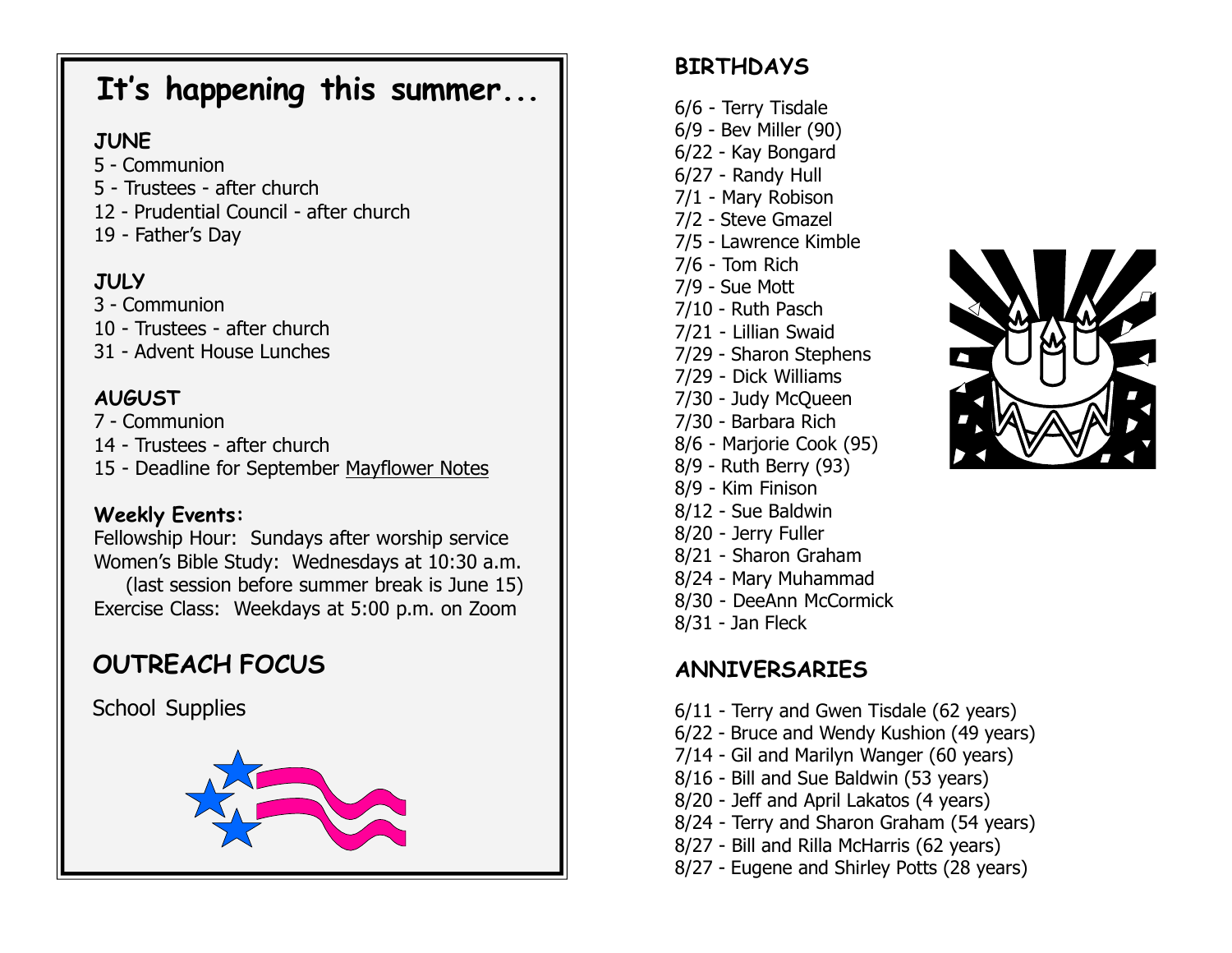# It's happening this summer...

**JUNE**

5 - Communion
5 - Trustees - after church
12 - Prudential Council - after church
19 - Father's Day

**JULY**

3 - Communion
10 - Trustees - after church
31 - Advent House Lunches

**AUGUST**

7 - Communion
14 - Trustees - after church
15 - Deadline for September Mayflower Notes

**Weekly Events:**

Fellowship Hour: Sundays after worship service
Women's Bible Study: Wednesdays at 10:30 a.m.
(last session before summer break is June 15)
Exercise Class: Weekdays at 5:00 p.m. on Zoom

## OUTREACH FOCUS

School Supplies

## BIRTHDAYS

6/6 - Terry Tisdale
6/9 - Bev Miller (90)
6/22 - Kay Bongard
6/27 - Randy Hull
7/1 - Mary Robison
7/2 - Steve Gmazel
7/5 - Lawrence Kimble
7/6 - Tom Rich
7/9 - Sue Mott
7/10 - Ruth Pasch
7/21 - Lillian Swaid
7/29 - Sharon Stephens
7/29 - Dick Williams
7/30 - Judy McQueen
7/30 - Barbara Rich
8/6 - Marjorie Cook (95)
8/9 - Ruth Berry (93)
8/9 - Kim Finison
8/12 - Sue Baldwin
8/20 - Jerry Fuller
8/21 - Sharon Graham
8/24 - Mary Muhammad
8/30 - DeeAnn McCormick
8/31 - Jan Fleck

## ANNIVERSARIES

6/11 - Terry and Gwen Tisdale (62 years)
6/22 - Bruce and Wendy Kushion (49 years)
7/14 - Gil and Marilyn Wanger (60 years)
8/16 - Bill and Sue Baldwin (53 years)
8/20 - Jeff and April Lakatos (4 years)
8/24 - Terry and Sharon Graham (54 years)
8/27 - Bill and Rilla McHarris (62 years)
8/27 - Eugene and Shirley Potts (28 years)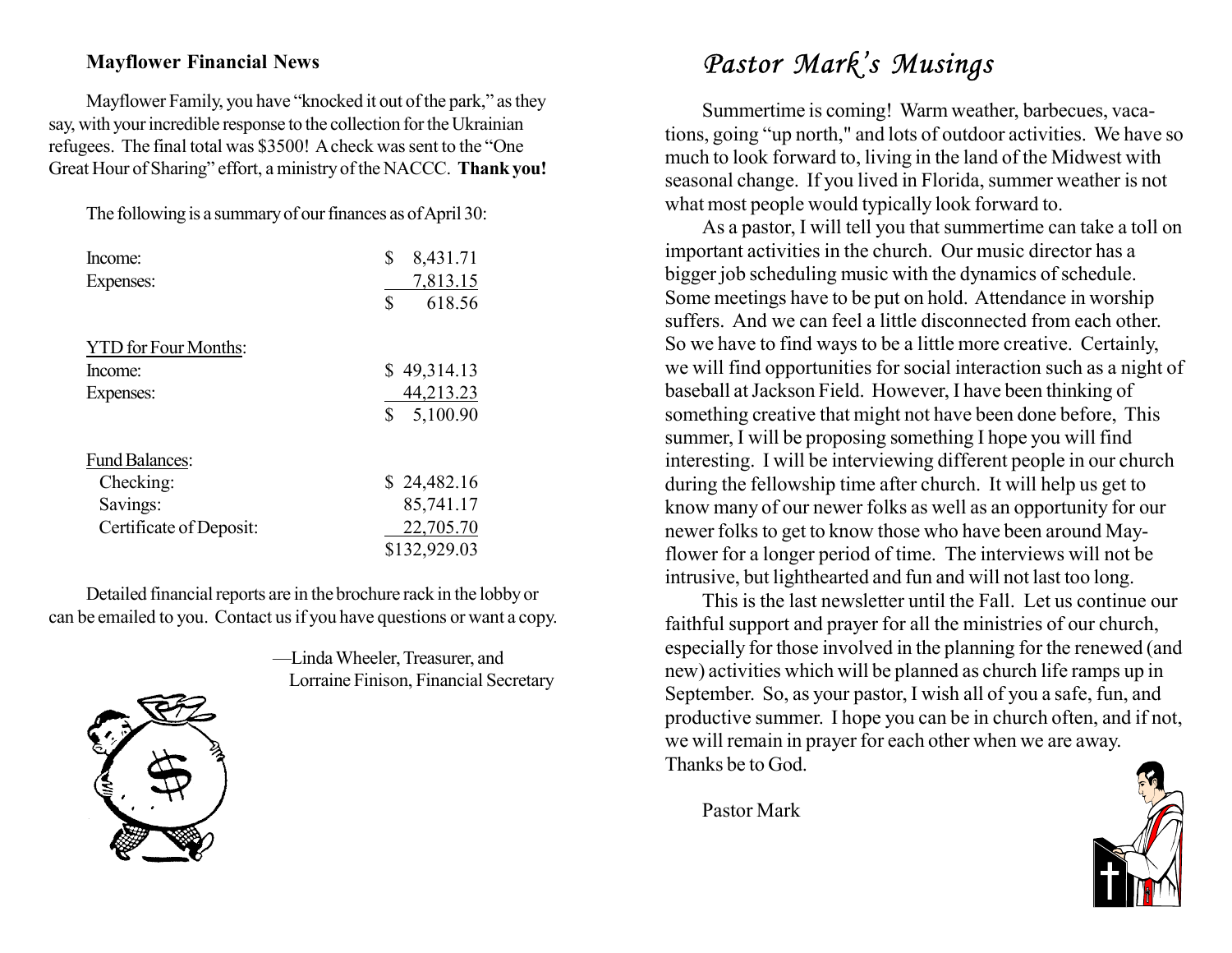## Mayflower Financial News

Mayflower Family, you have "knocked it out of the park," as they say, with your incredible response to the collection for the Ukrainian refugees. The final total was $3500! A check was sent to the "One Great Hour of Sharing" effort, a ministry of the NACCC. **Thank you!**

The following is a summary of our finances as of April 30:

| | |
|---|---|
| Income: | $ 8,431.71 |
| Expenses: | 7,813.15 |
| | $ 618.56 |
| | |
| YTD for Four Months: | |
| Income: | $ 49,314.13 |
| Expenses: | 44,213.23 |
| | $ 5,100.90 |
| | |
| Fund Balances: | |
| Checking: | $ 24,482.16 |
| Savings: | 85,741.17 |
| Certificate of Deposit: | 22,705.70 |
| | $132,929.03 |

Detailed financial reports are in the brochure rack in the lobby or can be emailed to you. Contact us if you have questions or want a copy.

—Linda Wheeler, Treasurer, and
Lorraine Finison, Financial Secretary

# *Pastor Mark's Musings*

Summertime is coming! Warm weather, barbecues, vacations, going "up north," and lots of outdoor activities. We have so much to look forward to, living in the land of the Midwest with seasonal change. If you lived in Florida, summer weather is not what most people would typically look forward to.

As a pastor, I will tell you that summertime can take a toll on important activities in the church. Our music director has a bigger job scheduling music with the dynamics of schedule. Some meetings have to be put on hold. Attendance in worship suffers. And we can feel a little disconnected from each other. So we have to find ways to be a little more creative. Certainly, we will find opportunities for social interaction such as a night of baseball at Jackson Field. However, I have been thinking of something creative that might not have been done before, This summer, I will be proposing something I hope you will find interesting. I will be interviewing different people in our church during the fellowship time after church. It will help us get to know many of our newer folks as well as an opportunity for our newer folks to get to know those who have been around Mayflower for a longer period of time. The interviews will not be intrusive, but lighthearted and fun and will not last too long.

This is the last newsletter until the Fall. Let us continue our faithful support and prayer for all the ministries of our church, especially for those involved in the planning for the renewed (and new) activities which will be planned as church life ramps up in September. So, as your pastor, I wish all of you a safe, fun, and productive summer. I hope you can be in church often, and if not, we will remain in prayer for each other when we are away. Thanks be to God.

Pastor Mark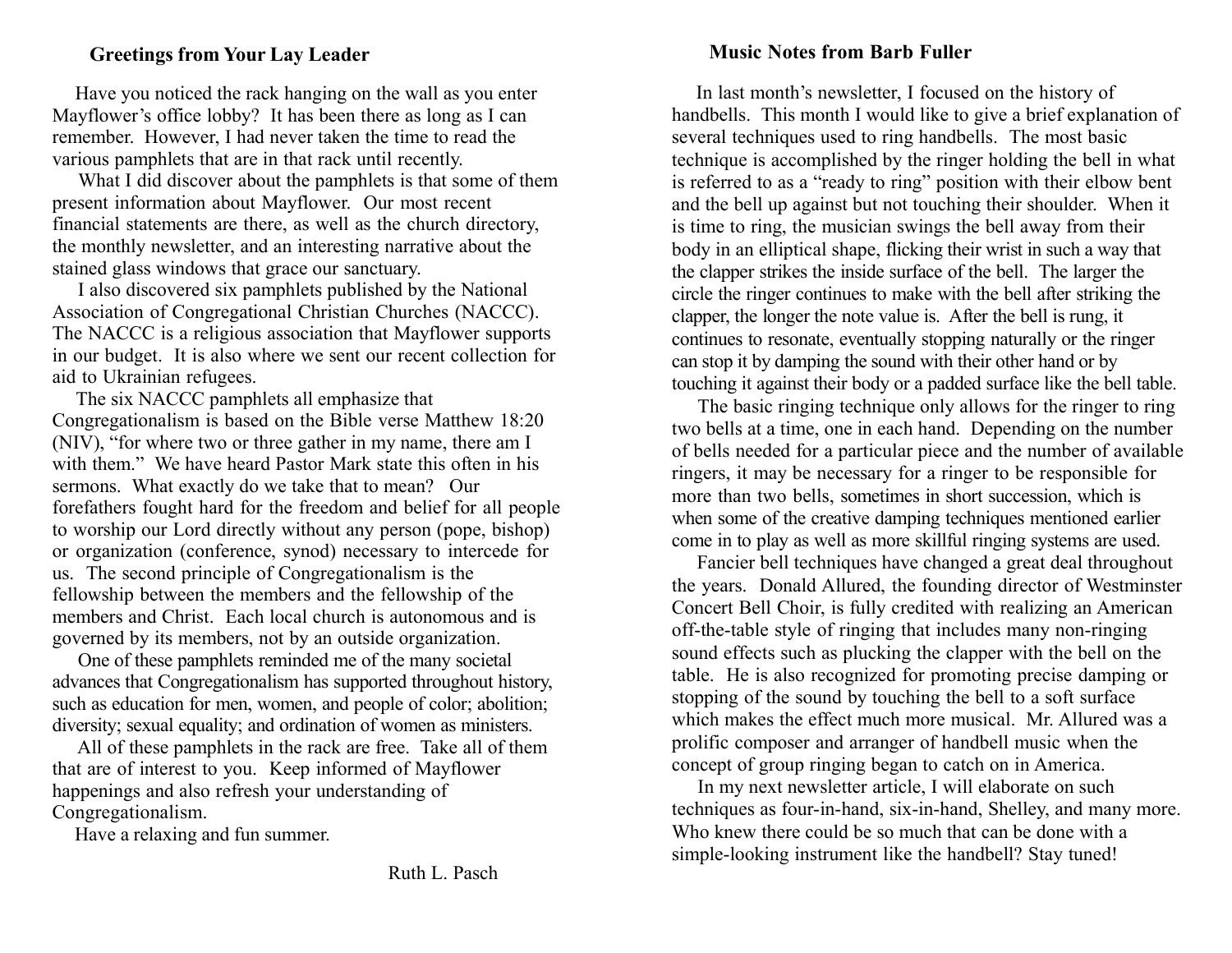## Greetings from Your Lay Leader

Have you noticed the rack hanging on the wall as you enter Mayflower's office lobby? It has been there as long as I can remember. However, I had never taken the time to read the various pamphlets that are in that rack until recently.

What I did discover about the pamphlets is that some of them present information about Mayflower. Our most recent financial statements are there, as well as the church directory, the monthly newsletter, and an interesting narrative about the stained glass windows that grace our sanctuary.

I also discovered six pamphlets published by the National Association of Congregational Christian Churches (NACCC). The NACCC is a religious association that Mayflower supports in our budget. It is also where we sent our recent collection for aid to Ukrainian refugees.

The six NACCC pamphlets all emphasize that Congregationalism is based on the Bible verse Matthew 18:20 (NIV), "for where two or three gather in my name, there am I with them." We have heard Pastor Mark state this often in his sermons. What exactly do we take that to mean? Our forefathers fought hard for the freedom and belief for all people to worship our Lord directly without any person (pope, bishop) or organization (conference, synod) necessary to intercede for us. The second principle of Congregationalism is the fellowship between the members and the fellowship of the members and Christ. Each local church is autonomous and is governed by its members, not by an outside organization.

One of these pamphlets reminded me of the many societal advances that Congregationalism has supported throughout history, such as education for men, women, and people of color; abolition; diversity; sexual equality; and ordination of women as ministers.

All of these pamphlets in the rack are free. Take all of them that are of interest to you. Keep informed of Mayflower happenings and also refresh your understanding of Congregationalism.

Have a relaxing and fun summer.

Ruth L. Pasch

## Music Notes from Barb Fuller

In last month's newsletter, I focused on the history of handbells. This month I would like to give a brief explanation of several techniques used to ring handbells. The most basic technique is accomplished by the ringer holding the bell in what is referred to as a "ready to ring" position with their elbow bent and the bell up against but not touching their shoulder. When it is time to ring, the musician swings the bell away from their body in an elliptical shape, flicking their wrist in such a way that the clapper strikes the inside surface of the bell. The larger the circle the ringer continues to make with the bell after striking the clapper, the longer the note value is. After the bell is rung, it continues to resonate, eventually stopping naturally or the ringer can stop it by damping the sound with their other hand or by touching it against their body or a padded surface like the bell table.

The basic ringing technique only allows for the ringer to ring two bells at a time, one in each hand. Depending on the number of bells needed for a particular piece and the number of available ringers, it may be necessary for a ringer to be responsible for more than two bells, sometimes in short succession, which is when some of the creative damping techniques mentioned earlier come in to play as well as more skillful ringing systems are used.

Fancier bell techniques have changed a great deal throughout the years. Donald Allured, the founding director of Westminster Concert Bell Choir, is fully credited with realizing an American off-the-table style of ringing that includes many non-ringing sound effects such as plucking the clapper with the bell on the table. He is also recognized for promoting precise damping or stopping of the sound by touching the bell to a soft surface which makes the effect much more musical. Mr. Allured was a prolific composer and arranger of handbell music when the concept of group ringing began to catch on in America.

In my next newsletter article, I will elaborate on such techniques as four-in-hand, six-in-hand, Shelley, and many more. Who knew there could be so much that can be done with a simple-looking instrument like the handbell? Stay tuned!